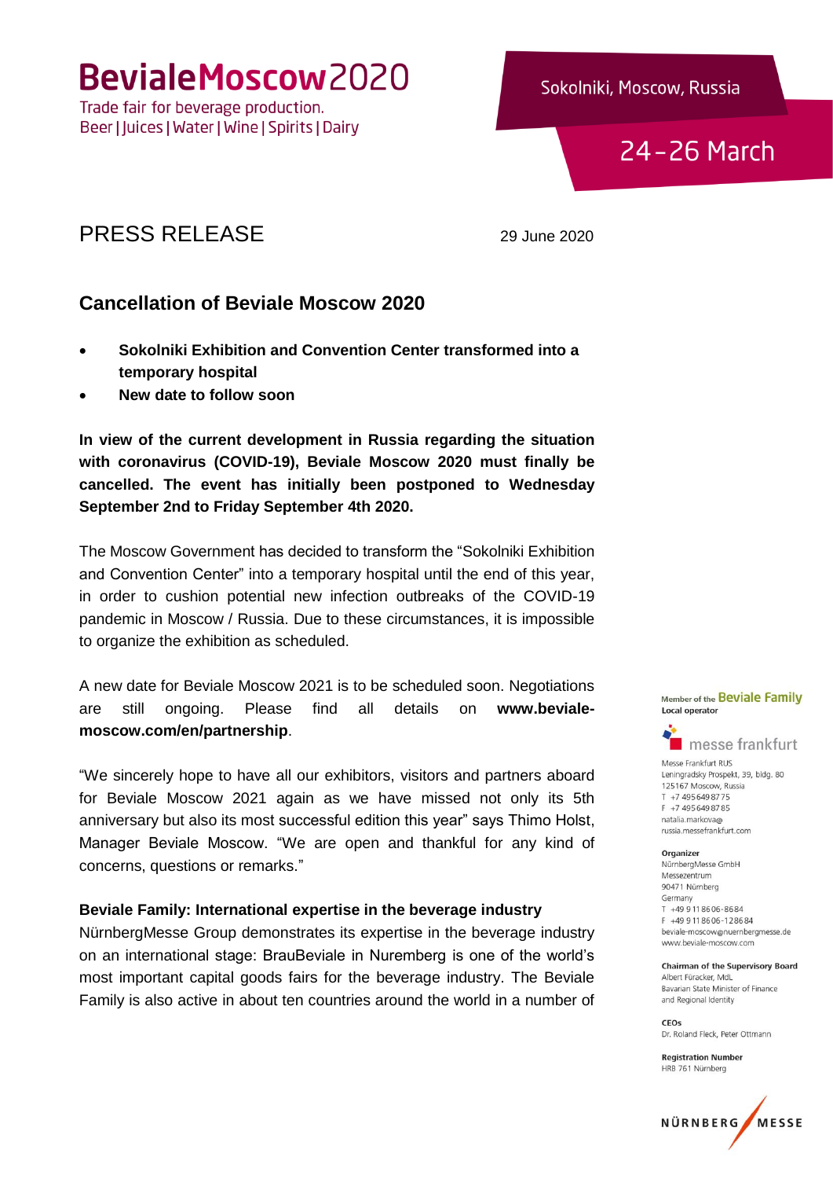# BevialeMoscow2020

Trade fair for beverage production.
Beer | Juices | Water | Wine | Spirits | Dairy

Sokolniki, Moscow, Russia

24 - 26 March

## PRESS RELEASE

29 June 2020

## Cancellation of Beviale Moscow 2020

- **Sokolniki Exhibition and Convention Center transformed into a temporary hospital**
- **New date to follow soon**

**In view of the current development in Russia regarding the situation with coronavirus (COVID-19), Beviale Moscow 2020 must finally be cancelled. The event has initially been postponed to Wednesday September 2nd to Friday September 4th 2020.**

The Moscow Government has decided to transform the "Sokolniki Exhibition and Convention Center" into a temporary hospital until the end of this year, in order to cushion potential new infection outbreaks of the COVID-19 pandemic in Moscow / Russia. Due to these circumstances, it is impossible to organize the exhibition as scheduled.

A new date for Beviale Moscow 2021 is to be scheduled soon. Negotiations are still ongoing. Please find all details on **www.beviale-moscow.com/en/partnership**.

"We sincerely hope to have all our exhibitors, visitors and partners aboard for Beviale Moscow 2021 again as we have missed not only its 5th anniversary but also its most successful edition this year" says Thimo Holst, Manager Beviale Moscow. "We are open and thankful for any kind of concerns, questions or remarks."

### Beviale Family: International expertise in the beverage industry

NürnbergMesse Group demonstrates its expertise in the beverage industry on an international stage: BrauBeviale in Nuremberg is one of the world's most important capital goods fairs for the beverage industry. The Beviale Family is also active in about ten countries around the world in a number of

Member of the Beviale Family
**Local operator**

messe frankfurt

Messe Frankfurt RUS
Leningradsky Prospekt, 39, bldg. 80
125167 Moscow, Russia
T +7 495 649 87 75
F +7 495 649 87 85
natalia.markova@russia.messefrankfurt.com

**Organizer**
NürnbergMesse GmbH
Messezentrum
90471 Nürnberg
Germany
T +49 9 11 86 06-86 84
F +49 9 11 86 06-12 86 84
beviale-moscow@nuernbergmesse.de
www.beviale-moscow.com

**Chairman of the Supervisory Board**
Albert Füracker, MdL
Bavarian State Minister of Finance and Regional Identity

**CEOs**
Dr. Roland Fleck, Peter Ottmann

**Registration Number**
HRB 761 Nürnberg

NÜRNBERG MESSE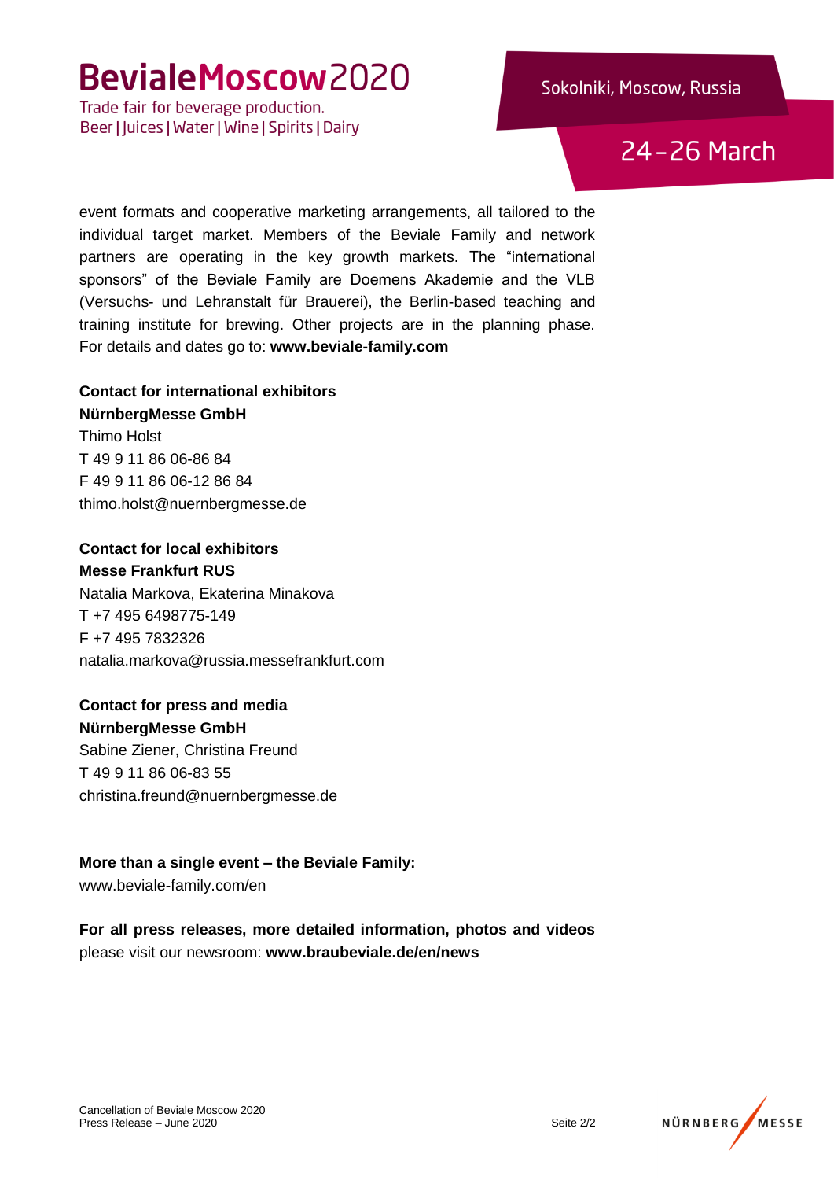event formats and cooperative marketing arrangements, all tailored to the individual target market. Members of the Beviale Family and network partners are operating in the key growth markets. The "international sponsors" of the Beviale Family are Doemens Akademie and the VLB (Versuchs- und Lehranstalt für Brauerei), the Berlin-based teaching and training institute for brewing. Other projects are in the planning phase. For details and dates go to: **www.beviale-family.com**

**Contact for international exhibitors**
**NürnbergMesse GmbH**
Thimo Holst
T 49 9 11 86 06-86 84
F 49 9 11 86 06-12 86 84
thimo.holst@nuernbergmesse.de

**Contact for local exhibitors**
**Messe Frankfurt RUS**
Natalia Markova, Ekaterina Minakova
T +7 495 6498775-149
F +7 495 7832326
natalia.markova@russia.messefrankfurt.com

**Contact for press and media**
**NürnbergMesse GmbH**
Sabine Ziener, Christina Freund
T 49 9 11 86 06-83 55
christina.freund@nuernbergmesse.de

**More than a single event – the Beviale Family:**
www.beviale-family.com/en

**For all press releases, more detailed information, photos and videos** please visit our newsroom: **www.braubeviale.de/en/news**